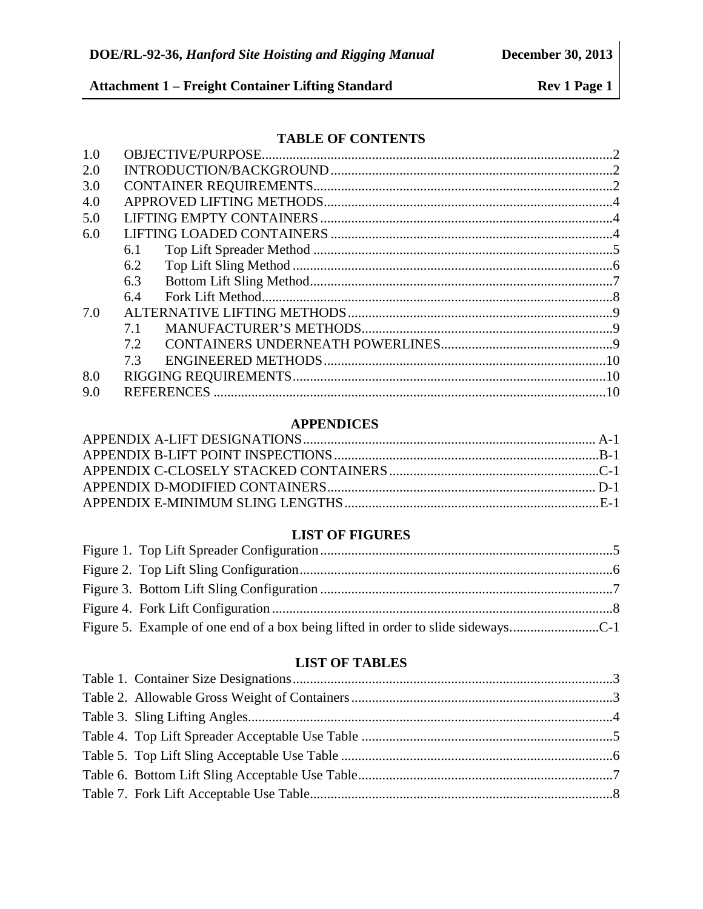## TABLE OF CONTENTS

1.0 OBJECTIVE/PURPOSE.....2
2.0 INTRODUCTION/BACKGROUND.....2
3.0 CONTAINER REQUIREMENTS.....2
4.0 APPROVED LIFTING METHODS.....4
5.0 LIFTING EMPTY CONTAINERS.....4
6.0 LIFTING LOADED CONTAINERS.....4
- 6.1 Top Lift Spreader Method.....5
- 6.2 Top Lift Sling Method.....6
- 6.3 Bottom Lift Sling Method.....7
- 6.4 Fork Lift Method.....8

7.0 ALTERNATIVE LIFTING METHODS.....9
- 7.1 MANUFACTURER'S METHODS.....9
- 7.2 CONTAINERS UNDERNEATH POWERLINES.....9
- 7.3 ENGINEERED METHODS.....10

8.0 RIGGING REQUIREMENTS.....10
9.0 REFERENCES.....10

## APPENDICES

APPENDIX A-LIFT DESIGNATIONS.....A-1
APPENDIX B-LIFT POINT INSPECTIONS.....B-1
APPENDIX C-CLOSELY STACKED CONTAINERS.....C-1
APPENDIX D-MODIFIED CONTAINERS.....D-1
APPENDIX E-MINIMUM SLING LENGTHS.....E-1

## LIST OF FIGURES

Figure 1. Top Lift Spreader Configuration.....5
Figure 2. Top Lift Sling Configuration.....6
Figure 3. Bottom Lift Sling Configuration.....7
Figure 4. Fork Lift Configuration.....8
Figure 5. Example of one end of a box being lifted in order to slide sideways.....C-1

## LIST OF TABLES

Table 1. Container Size Designations.....3
Table 2. Allowable Gross Weight of Containers.....3
Table 3. Sling Lifting Angles.....4
Table 4. Top Lift Spreader Acceptable Use Table.....5
Table 5. Top Lift Sling Acceptable Use Table.....6
Table 6. Bottom Lift Sling Acceptable Use Table.....7
Table 7. Fork Lift Acceptable Use Table.....8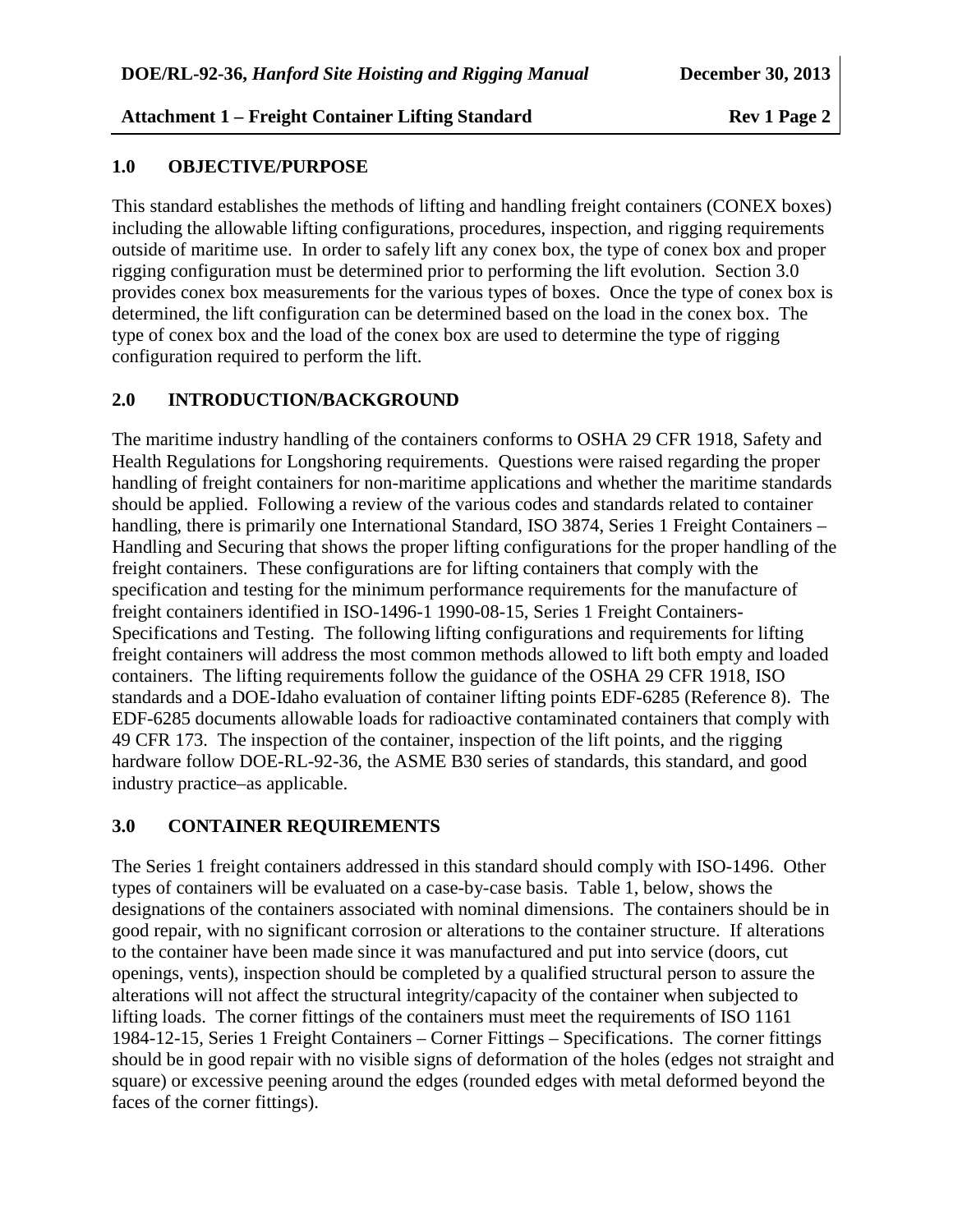## 1.0 OBJECTIVE/PURPOSE

This standard establishes the methods of lifting and handling freight containers (CONEX boxes) including the allowable lifting configurations, procedures, inspection, and rigging requirements outside of maritime use. In order to safely lift any conex box, the type of conex box and proper rigging configuration must be determined prior to performing the lift evolution. Section 3.0 provides conex box measurements for the various types of boxes. Once the type of conex box is determined, the lift configuration can be determined based on the load in the conex box. The type of conex box and the load of the conex box are used to determine the type of rigging configuration required to perform the lift.

## 2.0 INTRODUCTION/BACKGROUND

The maritime industry handling of the containers conforms to OSHA 29 CFR 1918, Safety and Health Regulations for Longshoring requirements. Questions were raised regarding the proper handling of freight containers for non-maritime applications and whether the maritime standards should be applied. Following a review of the various codes and standards related to container handling, there is primarily one International Standard, ISO 3874, Series 1 Freight Containers – Handling and Securing that shows the proper lifting configurations for the proper handling of the freight containers. These configurations are for lifting containers that comply with the specification and testing for the minimum performance requirements for the manufacture of freight containers identified in ISO-1496-1 1990-08-15, Series 1 Freight Containers-Specifications and Testing. The following lifting configurations and requirements for lifting freight containers will address the most common methods allowed to lift both empty and loaded containers. The lifting requirements follow the guidance of the OSHA 29 CFR 1918, ISO standards and a DOE-Idaho evaluation of container lifting points EDF-6285 (Reference 8). The EDF-6285 documents allowable loads for radioactive contaminated containers that comply with 49 CFR 173. The inspection of the container, inspection of the lift points, and the rigging hardware follow DOE-RL-92-36, the ASME B30 series of standards, this standard, and good industry practice–as applicable.

## 3.0 CONTAINER REQUIREMENTS

The Series 1 freight containers addressed in this standard should comply with ISO-1496. Other types of containers will be evaluated on a case-by-case basis. Table 1, below, shows the designations of the containers associated with nominal dimensions. The containers should be in good repair, with no significant corrosion or alterations to the container structure. If alterations to the container have been made since it was manufactured and put into service (doors, cut openings, vents), inspection should be completed by a qualified structural person to assure the alterations will not affect the structural integrity/capacity of the container when subjected to lifting loads. The corner fittings of the containers must meet the requirements of ISO 1161 1984-12-15, Series 1 Freight Containers – Corner Fittings – Specifications. The corner fittings should be in good repair with no visible signs of deformation of the holes (edges not straight and square) or excessive peening around the edges (rounded edges with metal deformed beyond the faces of the corner fittings).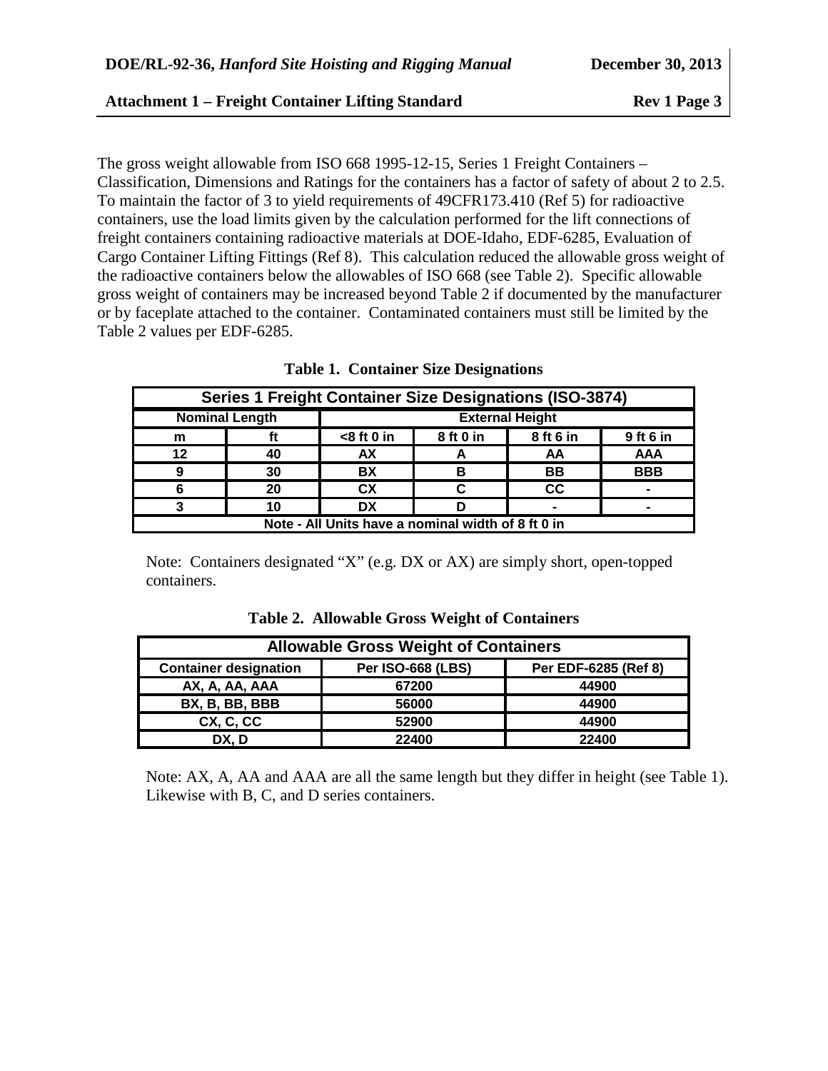The gross weight allowable from ISO 668 1995-12-15, Series 1 Freight Containers – Classification, Dimensions and Ratings for the containers has a factor of safety of about 2 to 2.5. To maintain the factor of 3 to yield requirements of 49CFR173.410 (Ref 5) for radioactive containers, use the load limits given by the calculation performed for the lift connections of freight containers containing radioactive materials at DOE-Idaho, EDF-6285, Evaluation of Cargo Container Lifting Fittings (Ref 8). This calculation reduced the allowable gross weight of the radioactive containers below the allowables of ISO 668 (see Table 2). Specific allowable gross weight of containers may be increased beyond Table 2 if documented by the manufacturer or by faceplate attached to the container. Contaminated containers must still be limited by the Table 2 values per EDF-6285.

**Table 1. Container Size Designations**

| Series 1 Freight Container Size Designations (ISO-3874) | | | | | |
|---|---|---|---|---|---|
| **Nominal Length** | | **External Height** | | | |
| **m** | **ft** | **<8 ft 0 in** | **8 ft 0 in** | **8 ft 6 in** | **9 ft 6 in** |
| 12 | 40 | AX | A | AA | AAA |
| 9 | 30 | BX | B | BB | BBB |
| 6 | 20 | CX | C | CC | - |
| 3 | 10 | DX | D | - | - |
| Note - All Units have a nominal width of 8 ft 0 in | | | | | |

Note: Containers designated "X" (e.g. DX or AX) are simply short, open-topped containers.

**Table 2. Allowable Gross Weight of Containers**

| Allowable Gross Weight of Containers | | |
|---|---|---|
| **Container designation** | **Per ISO-668 (LBS)** | **Per EDF-6285 (Ref 8)** |
| AX, A, AA, AAA | 67200 | 44900 |
| BX, B, BB, BBB | 56000 | 44900 |
| CX, C, CC | 52900 | 44900 |
| DX, D | 22400 | 22400 |

Note: AX, A, AA and AAA are all the same length but they differ in height (see Table 1). Likewise with B, C, and D series containers.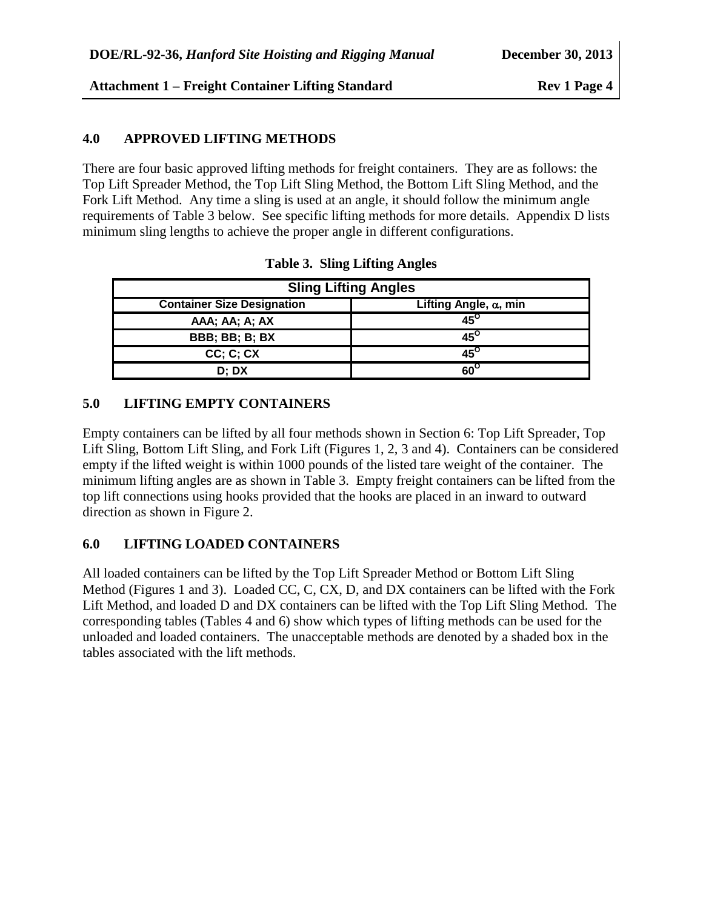## 4.0 APPROVED LIFTING METHODS

There are four basic approved lifting methods for freight containers. They are as follows: the Top Lift Spreader Method, the Top Lift Sling Method, the Bottom Lift Sling Method, and the Fork Lift Method. Any time a sling is used at an angle, it should follow the minimum angle requirements of Table 3 below. See specific lifting methods for more details. Appendix D lists minimum sling lengths to achieve the proper angle in different configurations.

**Table 3. Sling Lifting Angles**

| Sling Lifting Angles | |
|---|---|
| **Container Size Designation** | **Lifting Angle, $\alpha$, min** |
| AAA; AA; A; AX | $45^{o}$ |
| BBB; BB; B; BX | $45^{o}$ |
| CC; C; CX | $45^{o}$ |
| D; DX | $60^{o}$ |

## 5.0 LIFTING EMPTY CONTAINERS

Empty containers can be lifted by all four methods shown in Section 6: Top Lift Spreader, Top Lift Sling, Bottom Lift Sling, and Fork Lift (Figures 1, 2, 3 and 4). Containers can be considered empty if the lifted weight is within 1000 pounds of the listed tare weight of the container. The minimum lifting angles are as shown in Table 3. Empty freight containers can be lifted from the top lift connections using hooks provided that the hooks are placed in an inward to outward direction as shown in Figure 2.

## 6.0 LIFTING LOADED CONTAINERS

All loaded containers can be lifted by the Top Lift Spreader Method or Bottom Lift Sling Method (Figures 1 and 3). Loaded CC, C, CX, D, and DX containers can be lifted with the Fork Lift Method, and loaded D and DX containers can be lifted with the Top Lift Sling Method. The corresponding tables (Tables 4 and 6) show which types of lifting methods can be used for the unloaded and loaded containers. The unacceptable methods are denoted by a shaded box in the tables associated with the lift methods.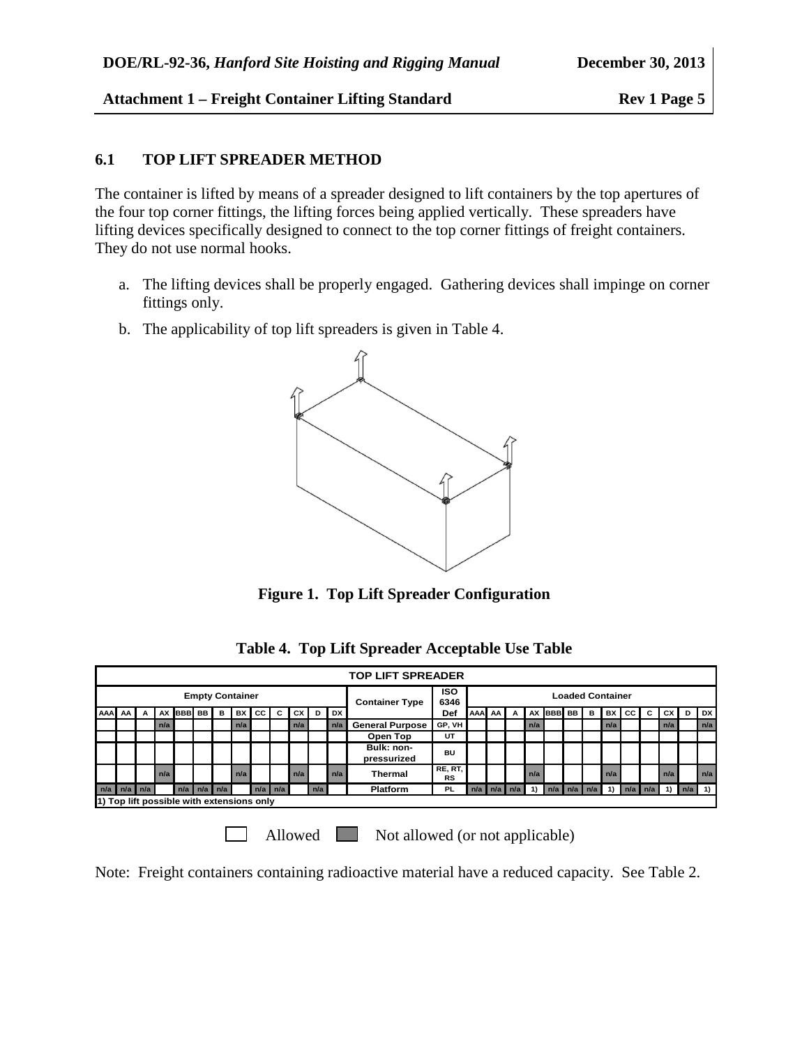### 6.1 TOP LIFT SPREADER METHOD

The container is lifted by means of a spreader designed to lift containers by the top apertures of the four top corner fittings, the lifting forces being applied vertically. These spreaders have lifting devices specifically designed to connect to the top corner fittings of freight containers. They do not use normal hooks.

a. The lifting devices shall be properly engaged. Gathering devices shall impinge on corner fittings only.

b. The applicability of top lift spreaders is given in Table 4.

**Figure 1. Top Lift Spreader Configuration**

**Table 4. Top Lift Spreader Acceptable Use Table**

| TOP LIFT SPREADER | | | | | | | | | | | | | | | | | | | | | | | | | | | | |
|---|---|---|---|---|---|---|---|---|---|---|---|---|---|---|---|---|---|---|---|---|---|---|---|---|---|---|---|---|
| Empty Container | | | | | | | | | | | | | Container Type | ISO 6346 | Loaded Container | | | | | | | | | | | | | |
| AAA | AA | A | AX | BBB | BB | B | BX | CC | C | CX | D | DX | | Def | AAA | AA | A | AX | BBB | BB | B | BX | CC | C | CX | D | DX |
| | | | n/a | | | | n/a | | | n/a | | n/a | General Purpose | GP, VH | | | | n/a | | | | n/a | | | n/a | | n/a |
| | | | | | | | | | | | | | Open Top | UT | | | | | | | | | | | | | |
| | | | | | | | | | | | | | Bulk: non-pressurized | BU | | | | | | | | | | | | | |
| | | | n/a | | | | n/a | | | n/a | | n/a | Thermal | RE, RT, RS | | | | n/a | | | | n/a | | | n/a | | n/a |
| n/a | n/a | n/a | | n/a | n/a | n/a | | n/a | n/a | | n/a | | Platform | PL | n/a | n/a | n/a | 1) | n/a | n/a | n/a | 1) | n/a | n/a | 1) | n/a | 1) |
| 1) Top lift possible with extensions only | | | | | | | | | | | | | | | | | | | | | | | | | | | | |

Allowed (blank) Not allowed (or not applicable) (shaded)

Note: Freight containers containing radioactive material have a reduced capacity. See Table 2.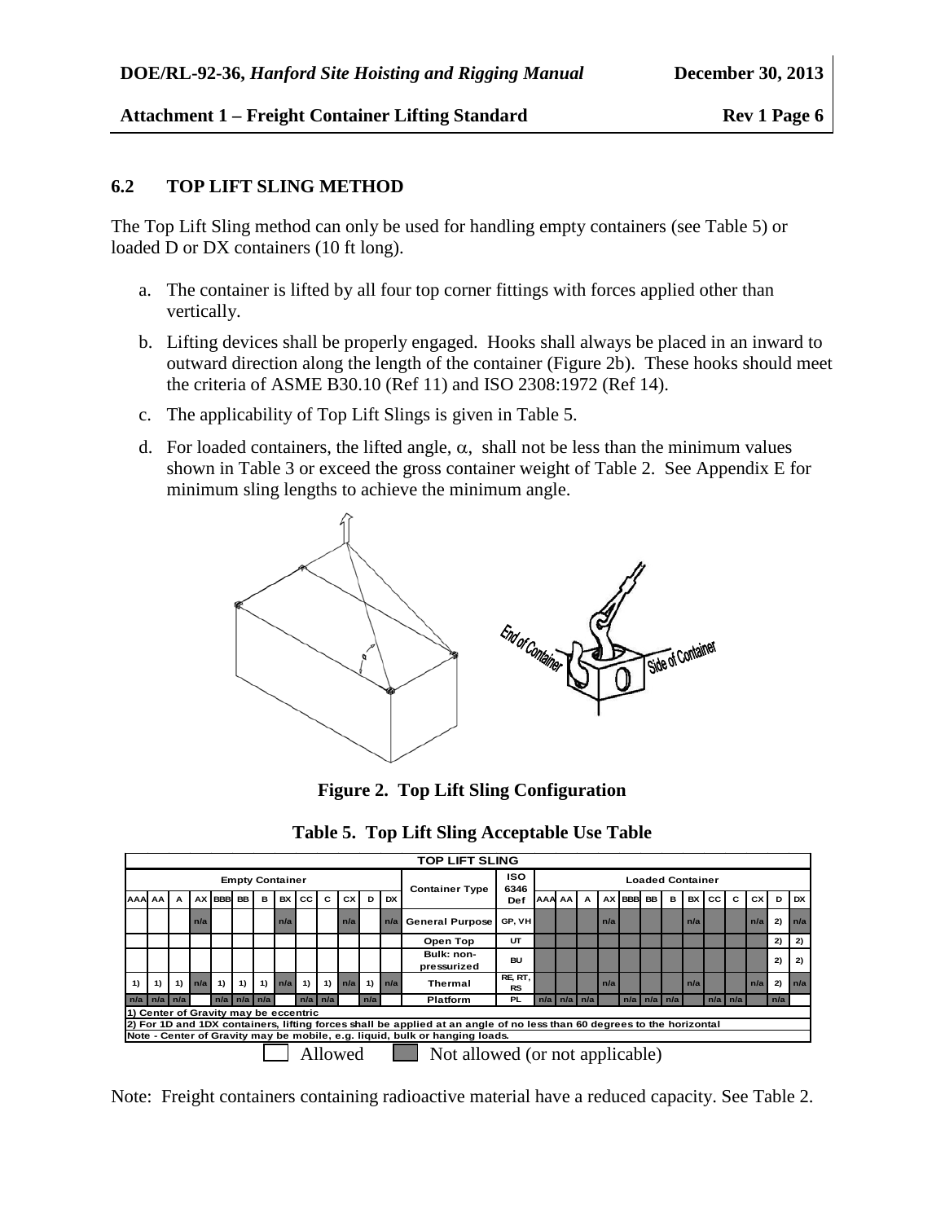## 6.2 TOP LIFT SLING METHOD

The Top Lift Sling method can only be used for handling empty containers (see Table 5) or loaded D or DX containers (10 ft long).

a. The container is lifted by all four top corner fittings with forces applied other than vertically.

b. Lifting devices shall be properly engaged. Hooks shall always be placed in an inward to outward direction along the length of the container (Figure 2b). These hooks should meet the criteria of ASME B30.10 (Ref 11) and ISO 2308:1972 (Ref 14).

c. The applicability of Top Lift Slings is given in Table 5.

d. For loaded containers, the lifted angle, $\alpha$, shall not be less than the minimum values shown in Table 3 or exceed the gross container weight of Table 2. See Appendix E for minimum sling lengths to achieve the minimum angle.

**Figure 2. Top Lift Sling Configuration**

**Table 5. Top Lift Sling Acceptable Use Table**

| TOP LIFT SLING | | | | | | | | | | | | | | | | | | | | | | | | | | | | |
|---|---|---|---|---|---|---|---|---|---|---|---|---|---|---|---|---|---|---|---|---|---|---|---|---|---|---|---|---|
| Empty Container | | | | | | | | | | | | | Container Type | ISO 6346 Def | Loaded Container | | | | | | | | | | | | |
| AAA | AA | A | AX | BBB | BB | B | BX | CC | C | CX | D | DX | | | AAA | AA | A | AX | BBB | BB | B | BX | CC | C | CX | D | DX |
| | | | n/a | | | | n/a | | | n/a | | n/a | General Purpose | GP, VH | | | | n/a | | | | n/a | | | n/a | 2) | n/a |
| | | | | | | | | | | | | | Open Top | UT | | | | | | | | | | | | 2) | 2) |
| | | | | | | | | | | | | | Bulk: non-pressurized | BU | | | | | | | | | | | | 2) | 2) |
| 1) | 1) | 1) | n/a | 1) | 1) | 1) | n/a | 1) | 1) | n/a | 1) | n/a | Thermal | RE, RT, RS | | | | n/a | | | | n/a | | | n/a | 2) | n/a |
| n/a | n/a | n/a | | n/a | n/a | n/a | | n/a | n/a | | n/a | | Platform | PL | n/a | n/a | n/a | | n/a | n/a | n/a | | n/a | n/a | | n/a | |

1) Center of Gravity may be eccentric

2) For 1D and 1DX containers, lifting forces shall be applied at an angle of no less than 60 degrees to the horizontal

Note - Center of Gravity may be mobile, e.g. liquid, bulk or hanging loads.

☐ Allowed ■ Not allowed (or not applicable)

Note: Freight containers containing radioactive material have a reduced capacity. See Table 2.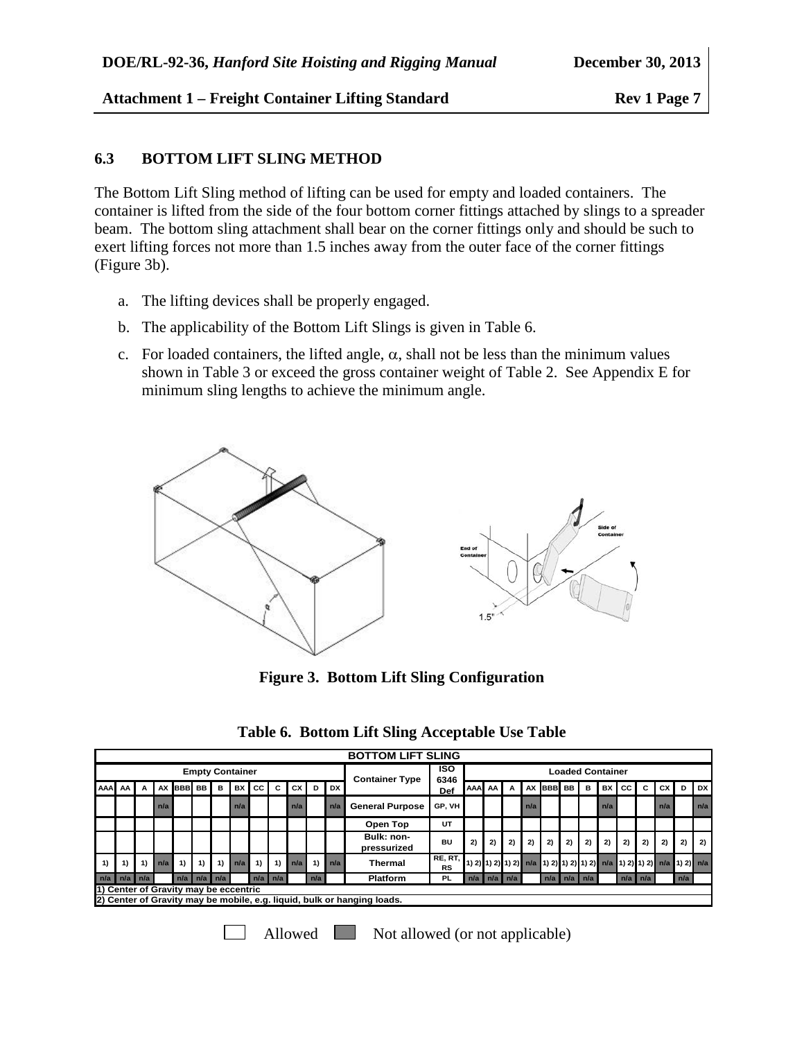### 6.3 BOTTOM LIFT SLING METHOD

The Bottom Lift Sling method of lifting can be used for empty and loaded containers. The container is lifted from the side of the four bottom corner fittings attached by slings to a spreader beam. The bottom sling attachment shall bear on the corner fittings only and should be such to exert lifting forces not more than 1.5 inches away from the outer face of the corner fittings (Figure 3b).

a. The lifting devices shall be properly engaged.

b. The applicability of the Bottom Lift Slings is given in Table 6.

c. For loaded containers, the lifted angle, $\alpha$, shall not be less than the minimum values shown in Table 3 or exceed the gross container weight of Table 2. See Appendix E for minimum sling lengths to achieve the minimum angle.

**Figure 3. Bottom Lift Sling Configuration**

**Table 6. Bottom Lift Sling Acceptable Use Table**

| BOTTOM LIFT SLING | | | | | | | | | | | | | | | | | | | | | | | | | | | |
|---|---|---|---|---|---|---|---|---|---|---|---|---|---|---|---|---|---|---|---|---|---|---|---|---|---|---|---|
| Empty Container | | | | | | | | | | | | | Container Type | ISO 6346 Def | Loaded Container | | | | | | | | | | | | |
| AAA | AA | A | AX | BBB | BB | B | BX | CC | C | CX | D | DX | | | AAA | AA | A | AX | BBB | BB | B | BX | CC | C | CX | D | DX |
| | | | n/a | | | | n/a | | | n/a | | n/a | General Purpose | GP, VH | | | | n/a | | | | n/a | | | n/a | | n/a |
| | | | | | | | | | | | | | Open Top | UT | | | | | | | | | | | | | |
| | | | | | | | | | | | | | Bulk: non-pressurized | BU | 2) | 2) | 2) | 2) | 2) | 2) | 2) | 2) | 2) | 2) | 2) | 2) | 2) |
| 1) | 1) | 1) | n/a | 1) | 1) | 1) | n/a | 1) | 1) | n/a | 1) | n/a | Thermal | RE, RT, RS | 1) 2) | 1) 2) | 1) 2) | n/a | 1) 2) | 1) 2) | 1) 2) | n/a | 1) 2) | 1) 2) | n/a | 1) 2) | n/a |
| n/a | n/a | n/a | | n/a | n/a | n/a | | n/a | n/a | | n/a | | Platform | PL | n/a | n/a | n/a | | n/a | n/a | n/a | | n/a | n/a | | n/a | |
| 1) Center of Gravity may be eccentric | | | | | | | | | | | | | | | | | | | | | | | | | | | |
| 2) Center of Gravity may be mobile, e.g. liquid, bulk or hanging loads. | | | | | | | | | | | | | | | | | | | | | | | | | | | |

Allowed ■ Not allowed (or not applicable)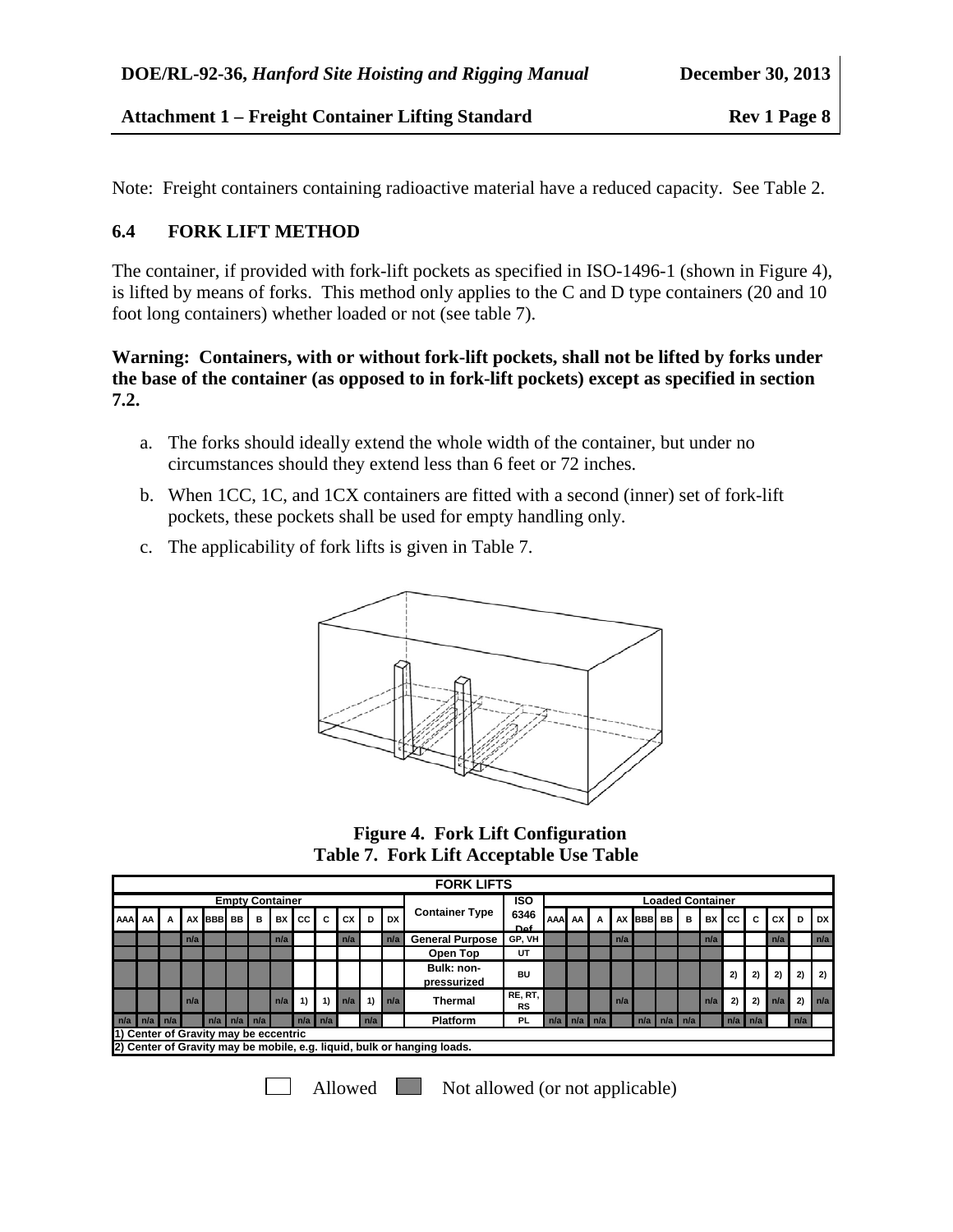Note: Freight containers containing radioactive material have a reduced capacity. See Table 2.

## 6.4 FORK LIFT METHOD

The container, if provided with fork-lift pockets as specified in ISO-1496-1 (shown in Figure 4), is lifted by means of forks. This method only applies to the C and D type containers (20 and 10 foot long containers) whether loaded or not (see table 7).

**Warning: Containers, with or without fork-lift pockets, shall not be lifted by forks under the base of the container (as opposed to in fork-lift pockets) except as specified in section 7.2.**

a. The forks should ideally extend the whole width of the container, but under no circumstances should they extend less than 6 feet or 72 inches.

b. When 1CC, 1C, and 1CX containers are fitted with a second (inner) set of fork-lift pockets, these pockets shall be used for empty handling only.

c. The applicability of fork lifts is given in Table 7.

**Figure 4. Fork Lift Configuration**

**Table 7. Fork Lift Acceptable Use Table**

| FORK LIFTS | | | | | | | | | | | | | | | | | | | | | | | | | | | |
|---|---|---|---|---|---|---|---|---|---|---|---|---|---|---|---|---|---|---|---|---|---|---|---|---|---|---|---|
| Empty Container | | | | | | | | | | | | | Container Type | ISO 6346 Def | Loaded Container | | | | | | | | | | | | |
| AAA | AA | A | AX | BBB | BB | B | BX | CC | C | CX | D | DX | | | AAA | AA | A | AX | BBB | BB | B | BX | CC | C | CX | D | DX |
| | | | n/a | | | | n/a | | | n/a | | n/a | General Purpose | GP, VH | | | | n/a | | | | n/a | | | n/a | | n/a |
| | | | | | | | | | | | | | Open Top | UT | | | | | | | | | | | | | |
| | | | | | | | | | | | | | Bulk: non-pressurized | BU | | | | | | | | | 2) | 2) | 2) | 2) | 2) |
| | | | n/a | | | | n/a | 1) | 1) | n/a | 1) | n/a | Thermal | RE, RT, RS | | | | n/a | | | | n/a | 2) | 2) | n/a | 2) | n/a |
| n/a | n/a | n/a | | n/a | n/a | n/a | | n/a | n/a | | n/a | | Platform | PL | n/a | n/a | n/a | | n/a | n/a | n/a | | n/a | n/a | | n/a | |
| 1) Center of Gravity may be eccentric | | | | | | | | | | | | | | | | | | | | | | | | | | | |
| 2) Center of Gravity may be mobile, e.g. liquid, bulk or hanging loads. | | | | | | | | | | | | | | | | | | | | | | | | | | | |

☐ Allowed ■ Not allowed (or not applicable)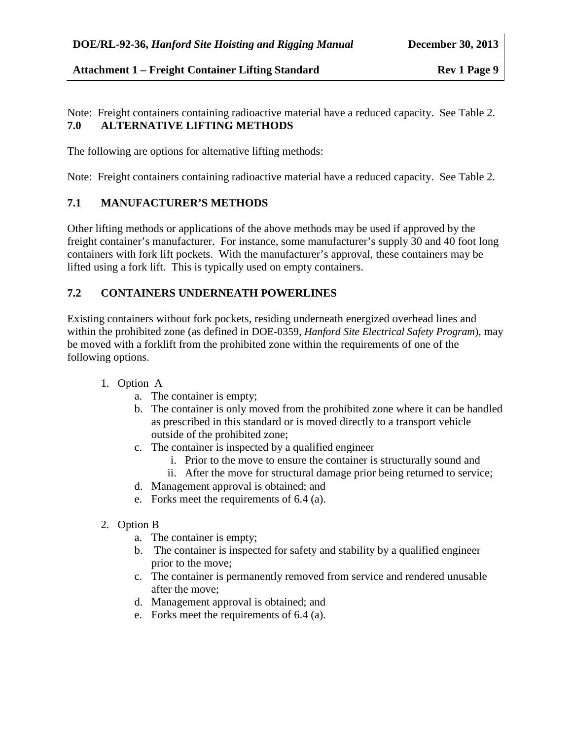Note: Freight containers containing radioactive material have a reduced capacity. See Table 2.

## 7.0 ALTERNATIVE LIFTING METHODS

The following are options for alternative lifting methods:

Note: Freight containers containing radioactive material have a reduced capacity. See Table 2.

### 7.1 MANUFACTURER'S METHODS

Other lifting methods or applications of the above methods may be used if approved by the freight container's manufacturer. For instance, some manufacturer's supply 30 and 40 foot long containers with fork lift pockets. With the manufacturer's approval, these containers may be lifted using a fork lift. This is typically used on empty containers.

### 7.2 CONTAINERS UNDERNEATH POWERLINES

Existing containers without fork pockets, residing underneath energized overhead lines and within the prohibited zone (as defined in DOE-0359, *Hanford Site Electrical Safety Program*), may be moved with a forklift from the prohibited zone within the requirements of one of the following options.

1. Option A
   a. The container is empty;
   b. The container is only moved from the prohibited zone where it can be handled as prescribed in this standard or is moved directly to a transport vehicle outside of the prohibited zone;
   c. The container is inspected by a qualified engineer
      i. Prior to the move to ensure the container is structurally sound and
      ii. After the move for structural damage prior being returned to service;
   d. Management approval is obtained; and
   e. Forks meet the requirements of 6.4 (a).

2. Option B
   a. The container is empty;
   b. The container is inspected for safety and stability by a qualified engineer prior to the move;
   c. The container is permanently removed from service and rendered unusable after the move;
   d. Management approval is obtained; and
   e. Forks meet the requirements of 6.4 (a).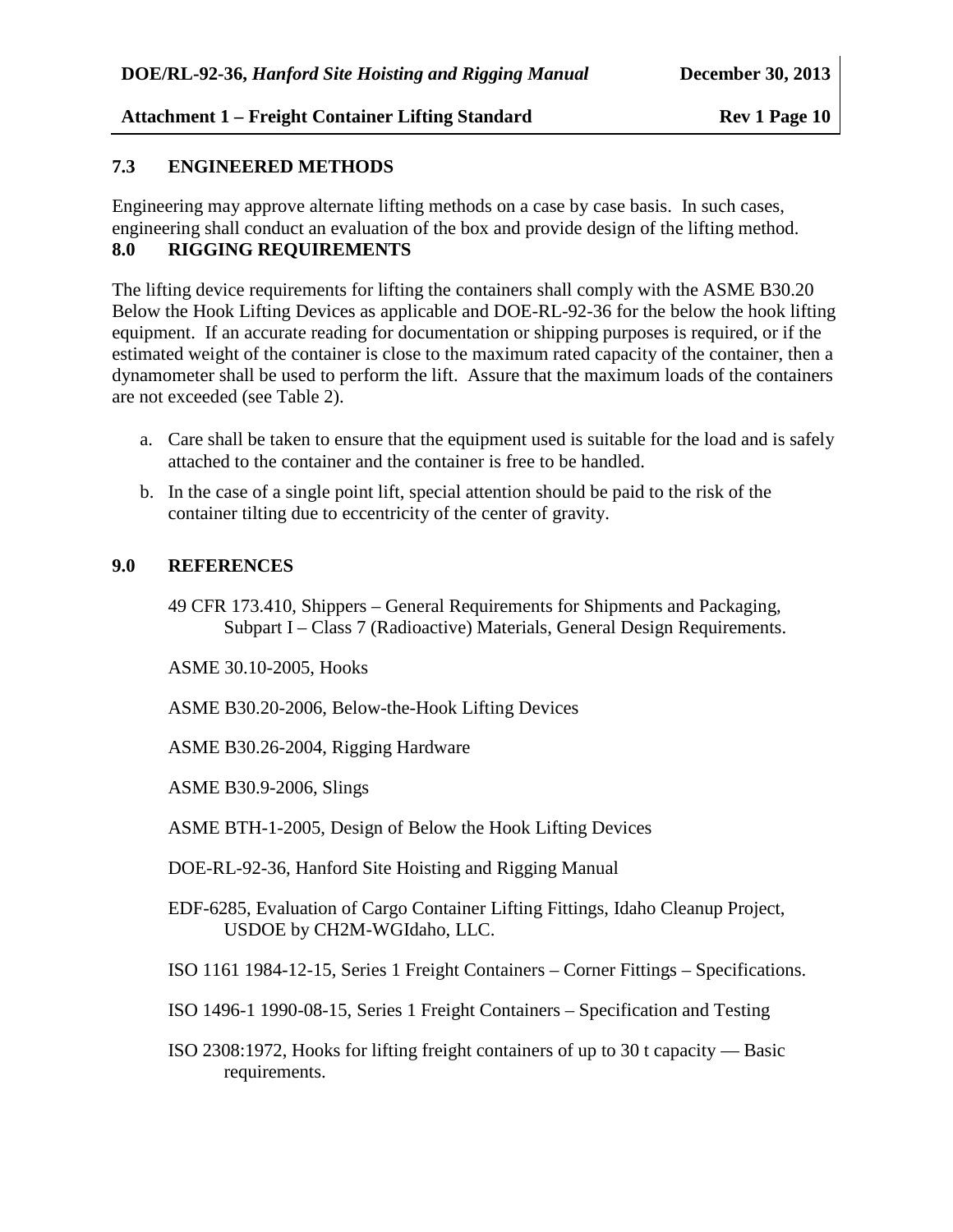## 7.3 ENGINEERED METHODS

Engineering may approve alternate lifting methods on a case by case basis. In such cases, engineering shall conduct an evaluation of the box and provide design of the lifting method.

## 8.0 RIGGING REQUIREMENTS

The lifting device requirements for lifting the containers shall comply with the ASME B30.20 Below the Hook Lifting Devices as applicable and DOE-RL-92-36 for the below the hook lifting equipment. If an accurate reading for documentation or shipping purposes is required, or if the estimated weight of the container is close to the maximum rated capacity of the container, then a dynamometer shall be used to perform the lift. Assure that the maximum loads of the containers are not exceeded (see Table 2).

a. Care shall be taken to ensure that the equipment used is suitable for the load and is safely attached to the container and the container is free to be handled.

b. In the case of a single point lift, special attention should be paid to the risk of the container tilting due to eccentricity of the center of gravity.

## 9.0 REFERENCES

49 CFR 173.410, Shippers – General Requirements for Shipments and Packaging, Subpart I – Class 7 (Radioactive) Materials, General Design Requirements.

ASME 30.10-2005, Hooks

ASME B30.20-2006, Below-the-Hook Lifting Devices

ASME B30.26-2004, Rigging Hardware

ASME B30.9-2006, Slings

ASME BTH-1-2005, Design of Below the Hook Lifting Devices

DOE-RL-92-36, Hanford Site Hoisting and Rigging Manual

EDF-6285, Evaluation of Cargo Container Lifting Fittings, Idaho Cleanup Project, USDOE by CH2M-WGIdaho, LLC.

ISO 1161 1984-12-15, Series 1 Freight Containers – Corner Fittings – Specifications.

ISO 1496-1 1990-08-15, Series 1 Freight Containers – Specification and Testing

ISO 2308:1972, Hooks for lifting freight containers of up to 30 t capacity — Basic requirements.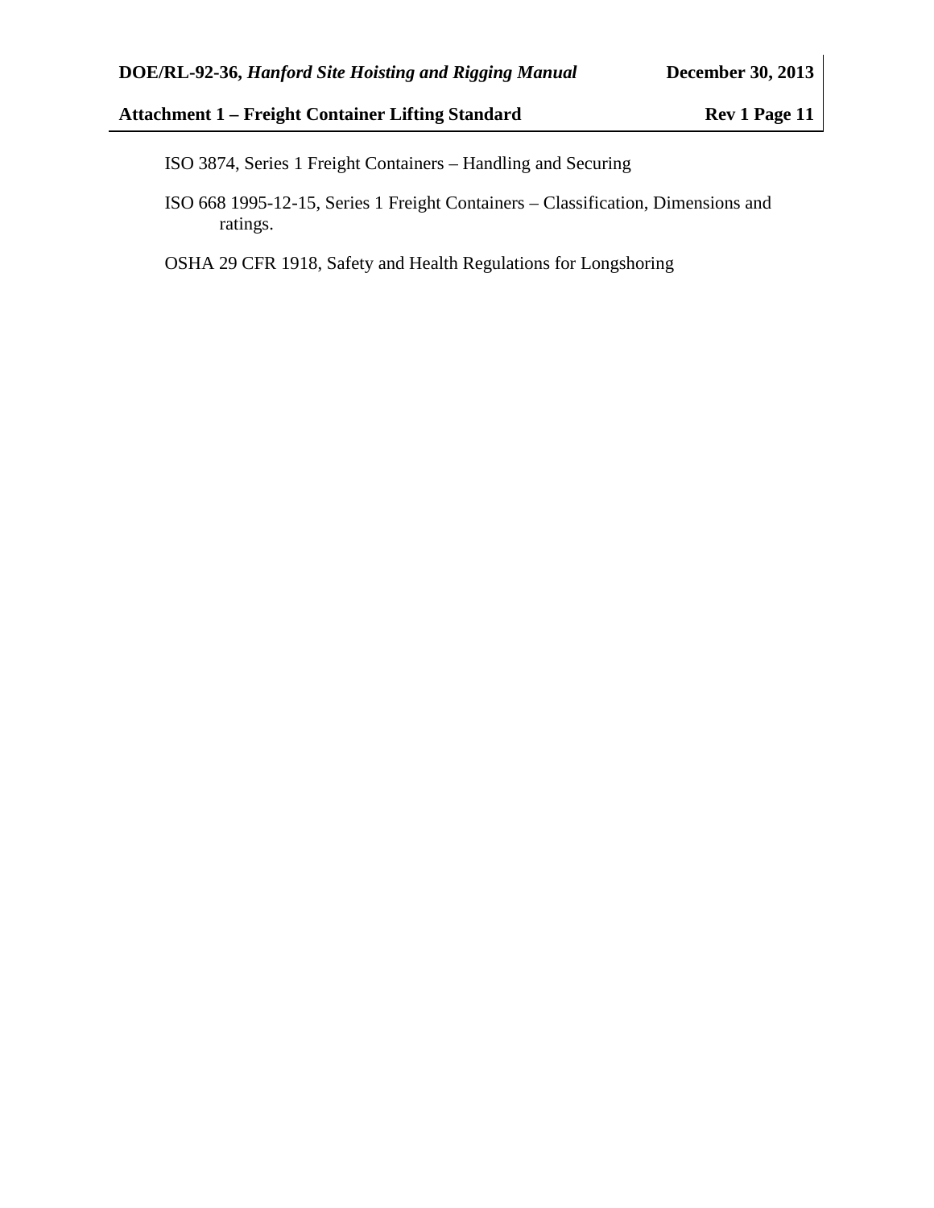ISO 3874, Series 1 Freight Containers – Handling and Securing

ISO 668 1995-12-15, Series 1 Freight Containers – Classification, Dimensions and ratings.

OSHA 29 CFR 1918, Safety and Health Regulations for Longshoring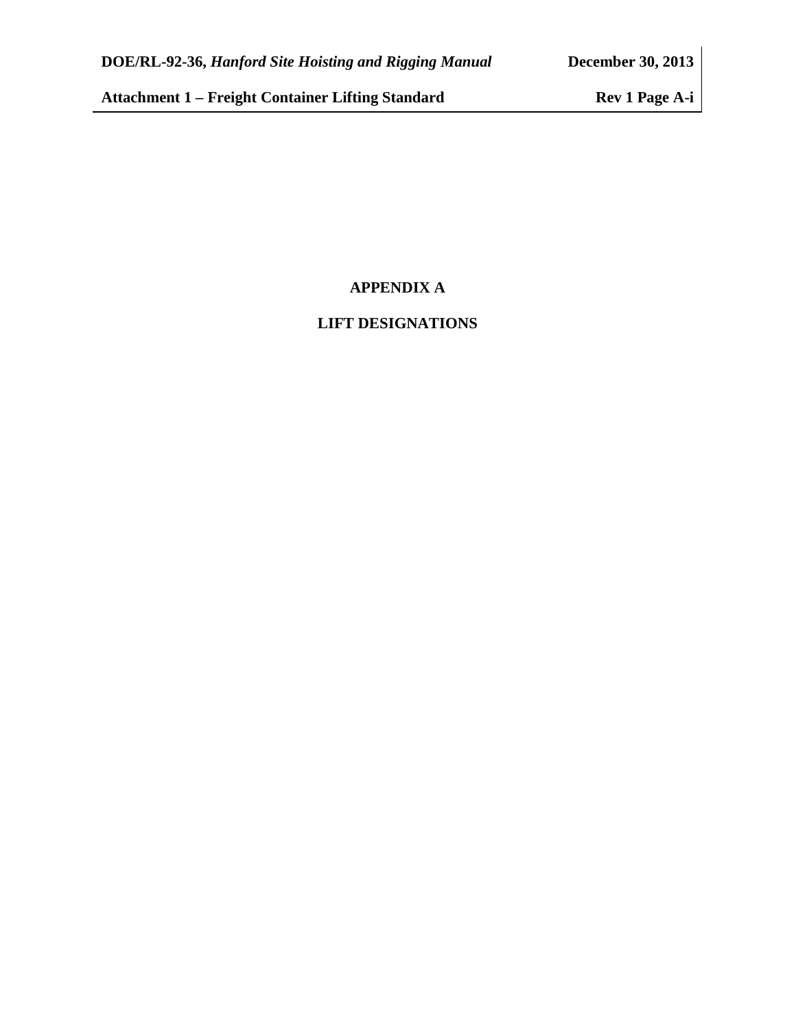# APPENDIX A

# LIFT DESIGNATIONS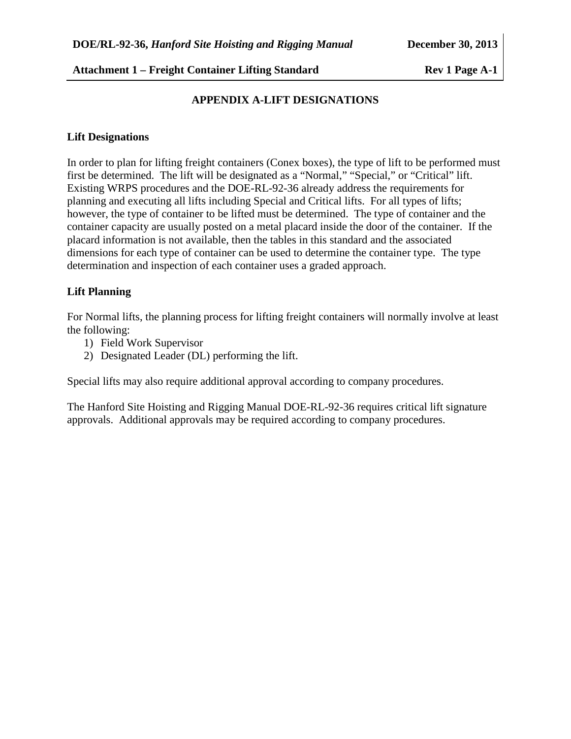## APPENDIX A-LIFT DESIGNATIONS

### Lift Designations

In order to plan for lifting freight containers (Conex boxes), the type of lift to be performed must first be determined. The lift will be designated as a "Normal," "Special," or "Critical" lift. Existing WRPS procedures and the DOE-RL-92-36 already address the requirements for planning and executing all lifts including Special and Critical lifts. For all types of lifts; however, the type of container to be lifted must be determined. The type of container and the container capacity are usually posted on a metal placard inside the door of the container. If the placard information is not available, then the tables in this standard and the associated dimensions for each type of container can be used to determine the container type. The type determination and inspection of each container uses a graded approach.

### Lift Planning

For Normal lifts, the planning process for lifting freight containers will normally involve at least the following:

1) Field Work Supervisor
2) Designated Leader (DL) performing the lift.

Special lifts may also require additional approval according to company procedures.

The Hanford Site Hoisting and Rigging Manual DOE-RL-92-36 requires critical lift signature approvals. Additional approvals may be required according to company procedures.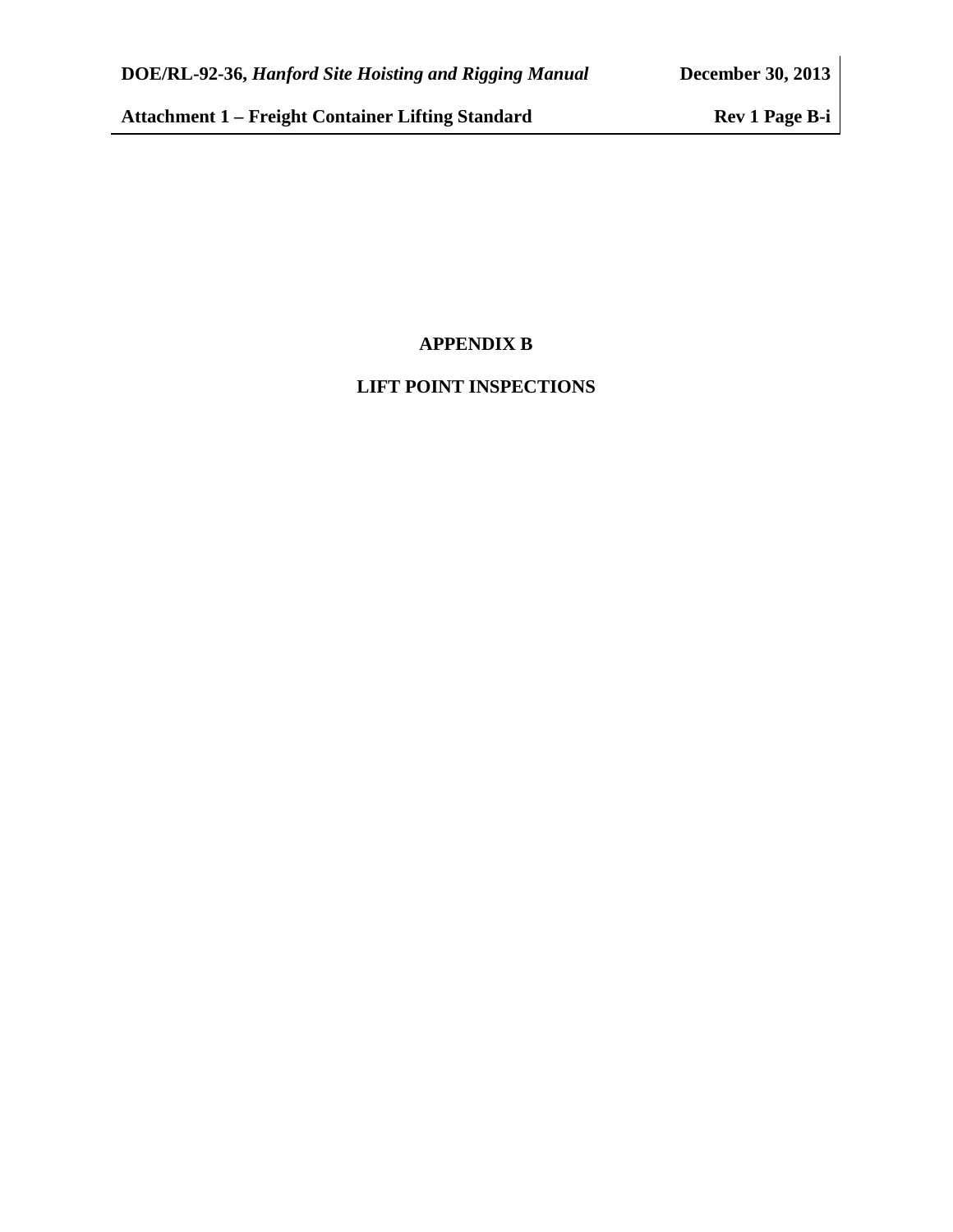# APPENDIX B

# LIFT POINT INSPECTIONS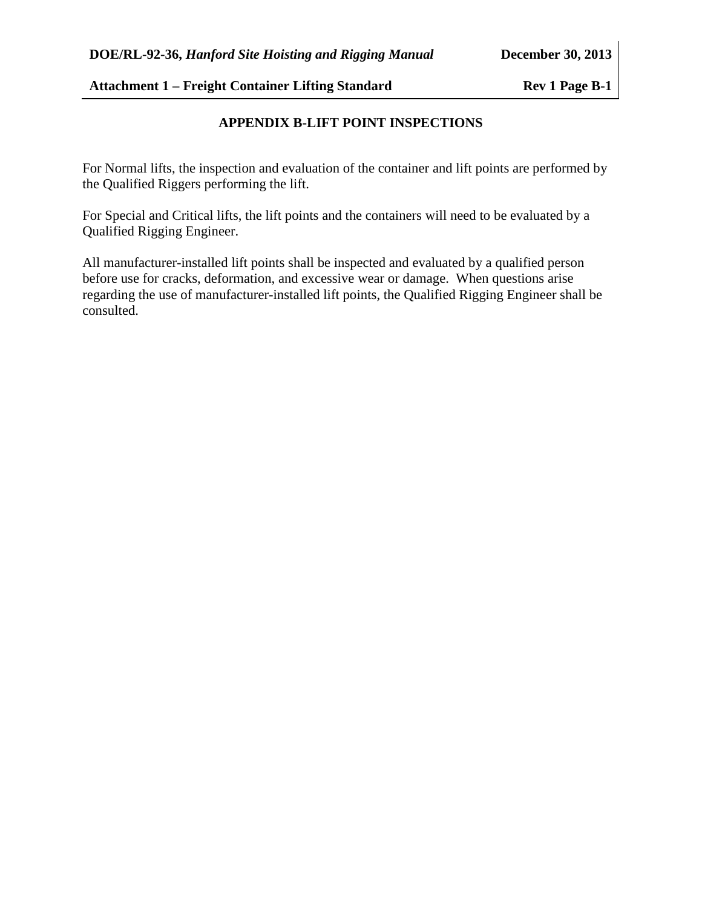## APPENDIX B-LIFT POINT INSPECTIONS

For Normal lifts, the inspection and evaluation of the container and lift points are performed by the Qualified Riggers performing the lift.

For Special and Critical lifts, the lift points and the containers will need to be evaluated by a Qualified Rigging Engineer.

All manufacturer-installed lift points shall be inspected and evaluated by a qualified person before use for cracks, deformation, and excessive wear or damage. When questions arise regarding the use of manufacturer-installed lift points, the Qualified Rigging Engineer shall be consulted.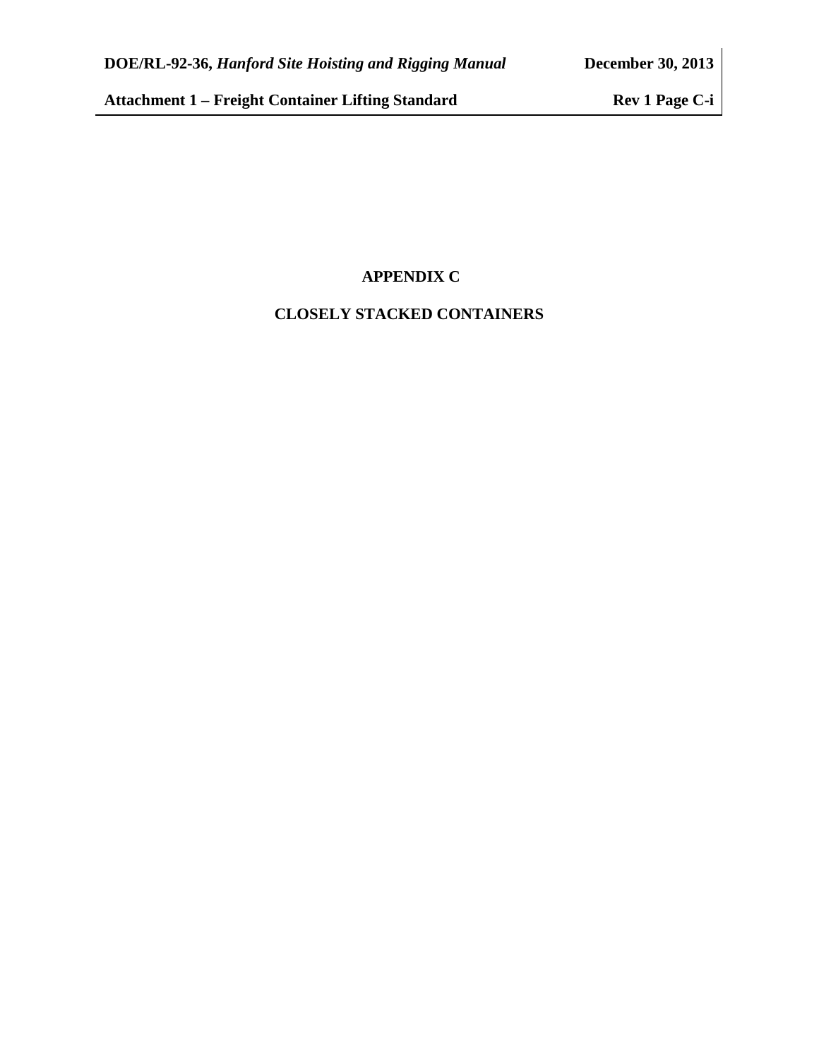# APPENDIX C

# CLOSELY STACKED CONTAINERS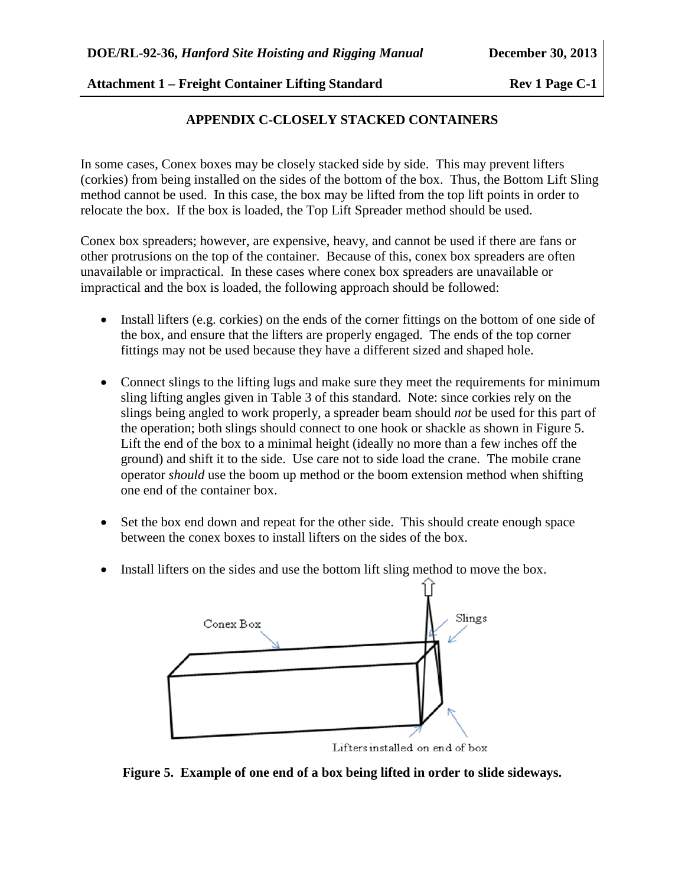## APPENDIX C-CLOSELY STACKED CONTAINERS

In some cases, Conex boxes may be closely stacked side by side. This may prevent lifters (corkies) from being installed on the sides of the bottom of the box. Thus, the Bottom Lift Sling method cannot be used. In this case, the box may be lifted from the top lift points in order to relocate the box. If the box is loaded, the Top Lift Spreader method should be used.

Conex box spreaders; however, are expensive, heavy, and cannot be used if there are fans or other protrusions on the top of the container. Because of this, conex box spreaders are often unavailable or impractical. In these cases where conex box spreaders are unavailable or impractical and the box is loaded, the following approach should be followed:

- Install lifters (e.g. corkies) on the ends of the corner fittings on the bottom of one side of the box, and ensure that the lifters are properly engaged. The ends of the top corner fittings may not be used because they have a different sized and shaped hole.
- Connect slings to the lifting lugs and make sure they meet the requirements for minimum sling lifting angles given in Table 3 of this standard. Note: since corkies rely on the slings being angled to work properly, a spreader beam should *not* be used for this part of the operation; both slings should connect to one hook or shackle as shown in Figure 5. Lift the end of the box to a minimal height (ideally no more than a few inches off the ground) and shift it to the side. Use care not to side load the crane. The mobile crane operator *should* use the boom up method or the boom extension method when shifting one end of the container box.
- Set the box end down and repeat for the other side. This should create enough space between the conex boxes to install lifters on the sides of the box.
- Install lifters on the sides and use the bottom lift sling method to move the box.

Conex Box

Slings

Lifters installed on end of box

**Figure 5. Example of one end of a box being lifted in order to slide sideways.**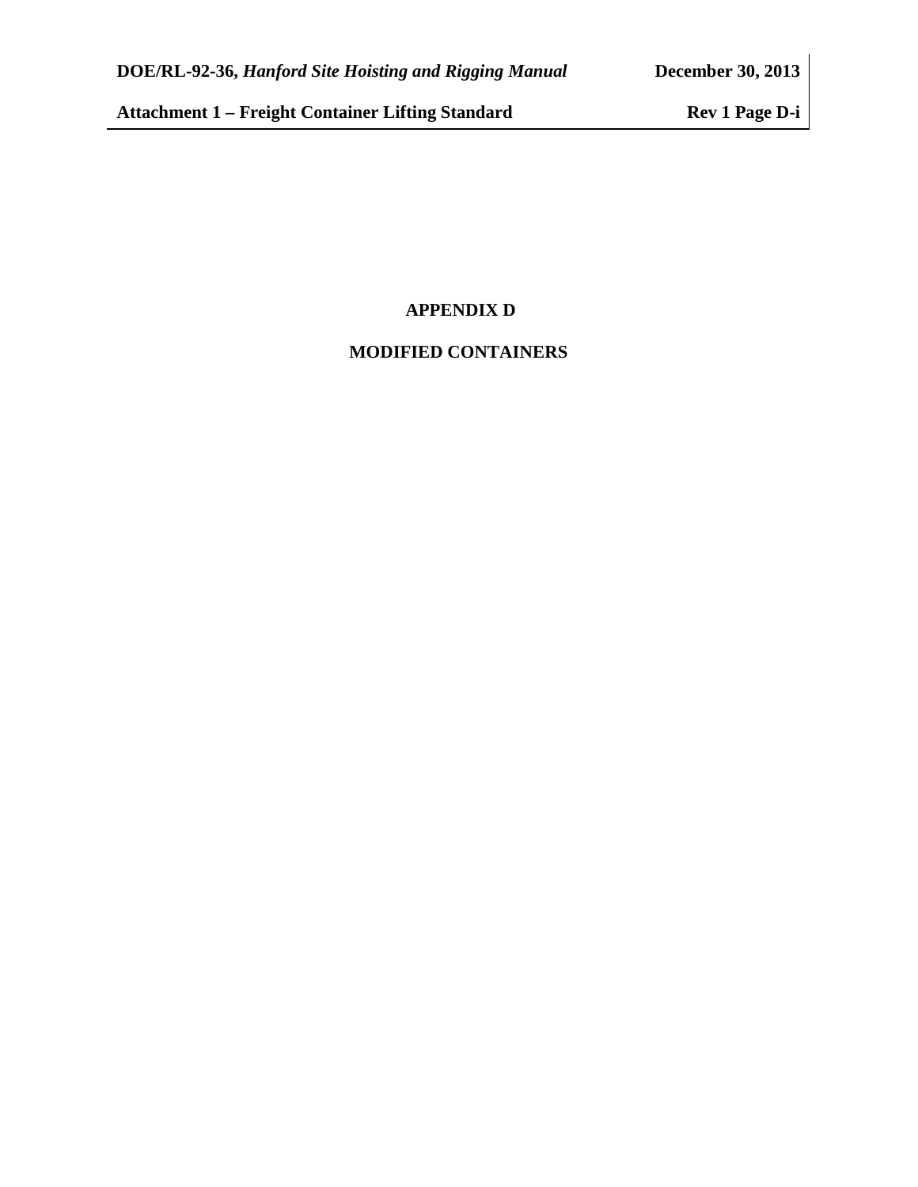# APPENDIX D

# MODIFIED CONTAINERS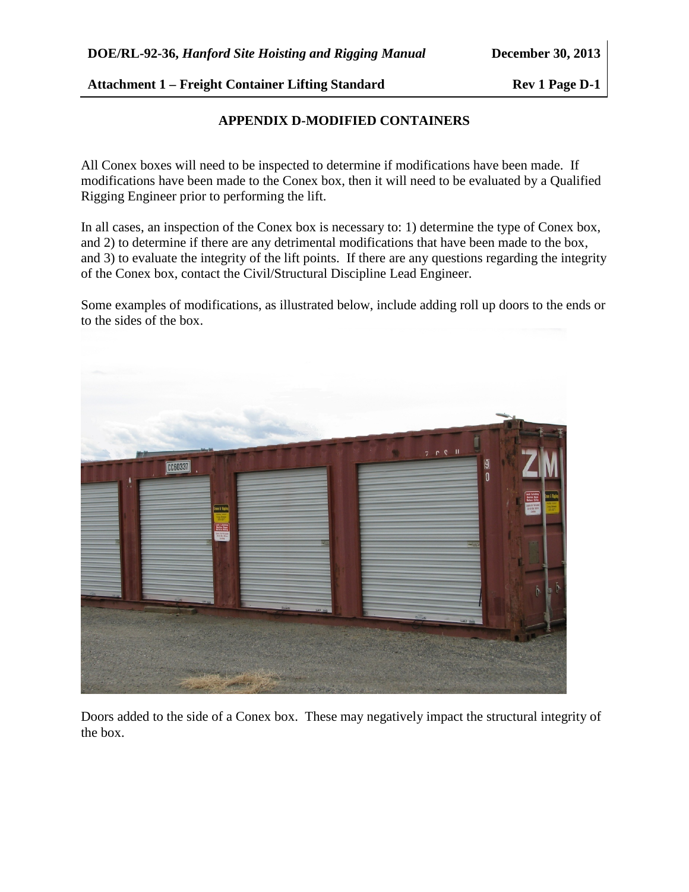## APPENDIX D-MODIFIED CONTAINERS

All Conex boxes will need to be inspected to determine if modifications have been made. If modifications have been made to the Conex box, then it will need to be evaluated by a Qualified Rigging Engineer prior to performing the lift.

In all cases, an inspection of the Conex box is necessary to: 1) determine the type of Conex box, and 2) to determine if there are any detrimental modifications that have been made to the box, and 3) to evaluate the integrity of the lift points. If there are any questions regarding the integrity of the Conex box, contact the Civil/Structural Discipline Lead Engineer.

Some examples of modifications, as illustrated below, include adding roll up doors to the ends or to the sides of the box.

Doors added to the side of a Conex box. These may negatively impact the structural integrity of the box.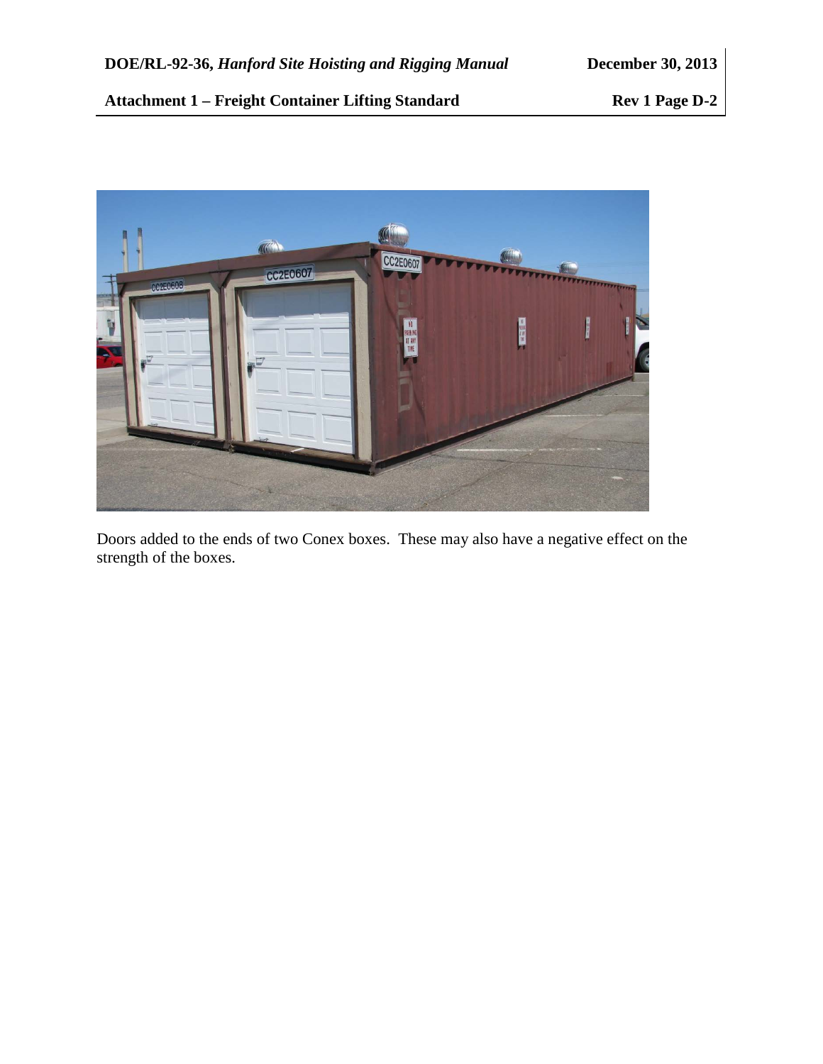Doors added to the ends of two Conex boxes. These may also have a negative effect on the strength of the boxes.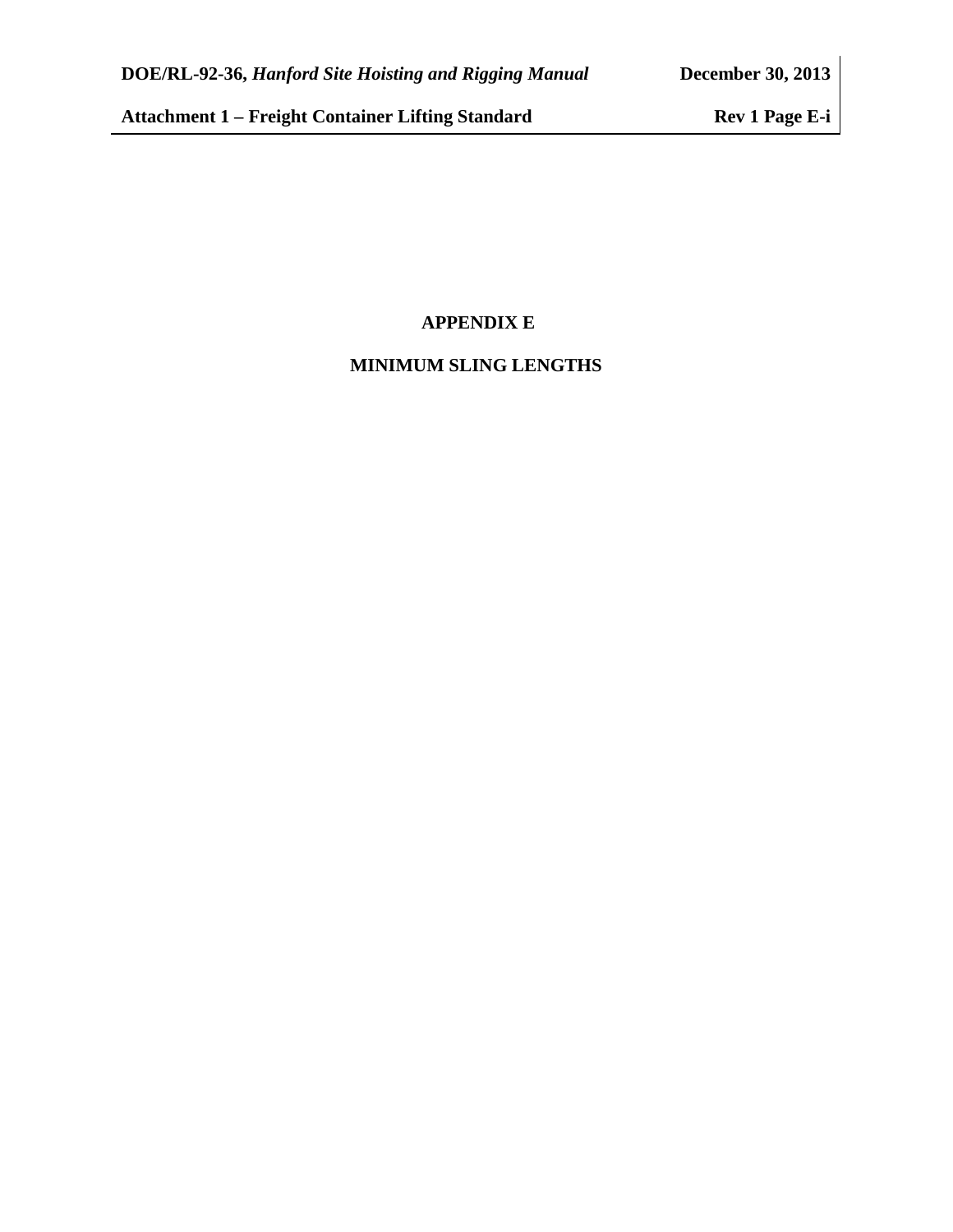# APPENDIX E

# MINIMUM SLING LENGTHS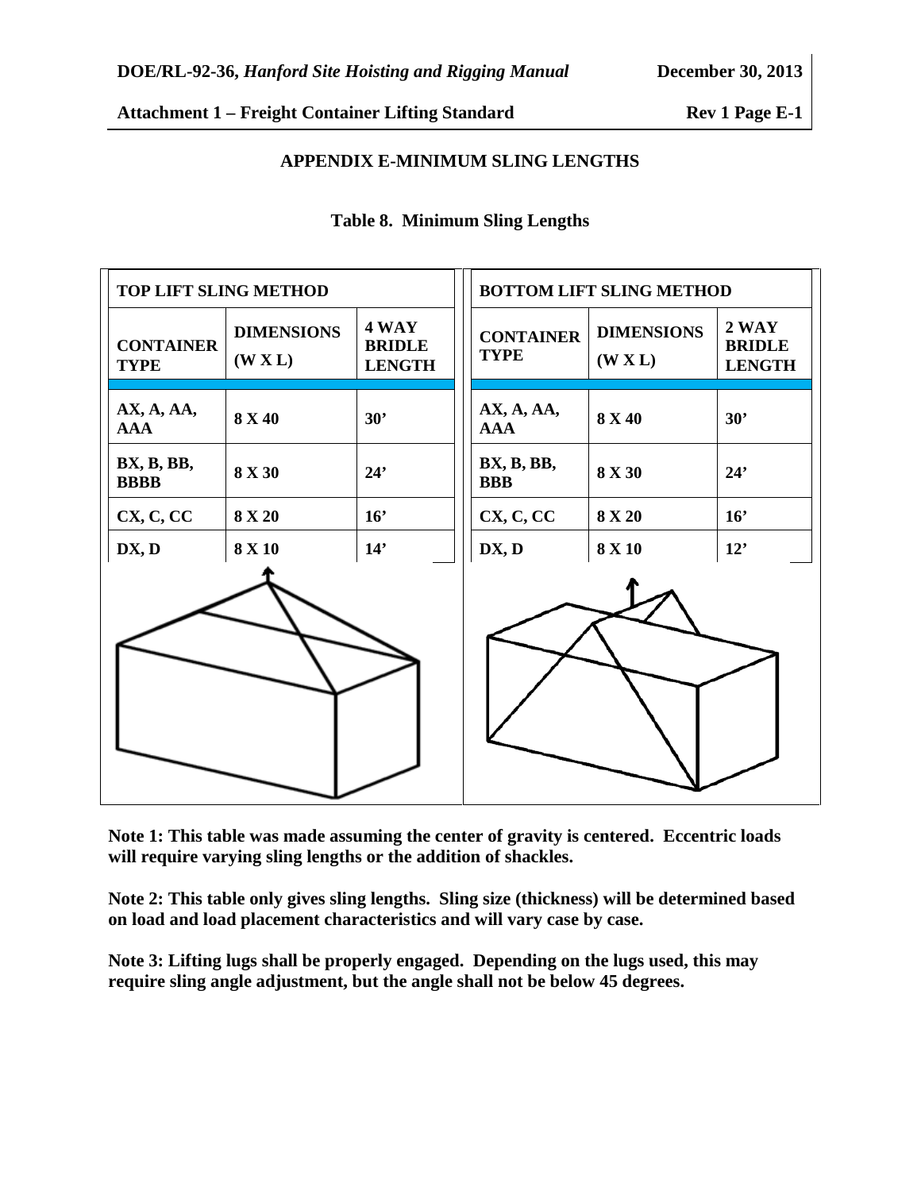## APPENDIX E-MINIMUM SLING LENGTHS

**Table 8. Minimum Sling Lengths**

| TOP LIFT SLING METHOD | | | BOTTOM LIFT SLING METHOD | | |
|---|---|---|---|---|---|
| **CONTAINER TYPE** | **DIMENSIONS (W X L)** | **4 WAY BRIDLE LENGTH** | **CONTAINER TYPE** | **DIMENSIONS (W X L)** | **2 WAY BRIDLE LENGTH** |
| AX, A, AA, AAA | 8 X 40 | 30’ | AX, A, AA, AAA | 8 X 40 | 30’ |
| BX, B, BB, BBBB | 8 X 30 | 24’ | BX, B, BB, BBB | 8 X 30 | 24’ |
| CX, C, CC | 8 X 20 | 16’ | CX, C, CC | 8 X 20 | 16’ |
| DX, D | 8 X 10 | 14’ | DX, D | 8 X 10 | 12’ |

**Note 1: This table was made assuming the center of gravity is centered. Eccentric loads will require varying sling lengths or the addition of shackles.**

**Note 2: This table only gives sling lengths. Sling size (thickness) will be determined based on load and load placement characteristics and will vary case by case.**

**Note 3: Lifting lugs shall be properly engaged. Depending on the lugs used, this may require sling angle adjustment, but the angle shall not be below 45 degrees.**